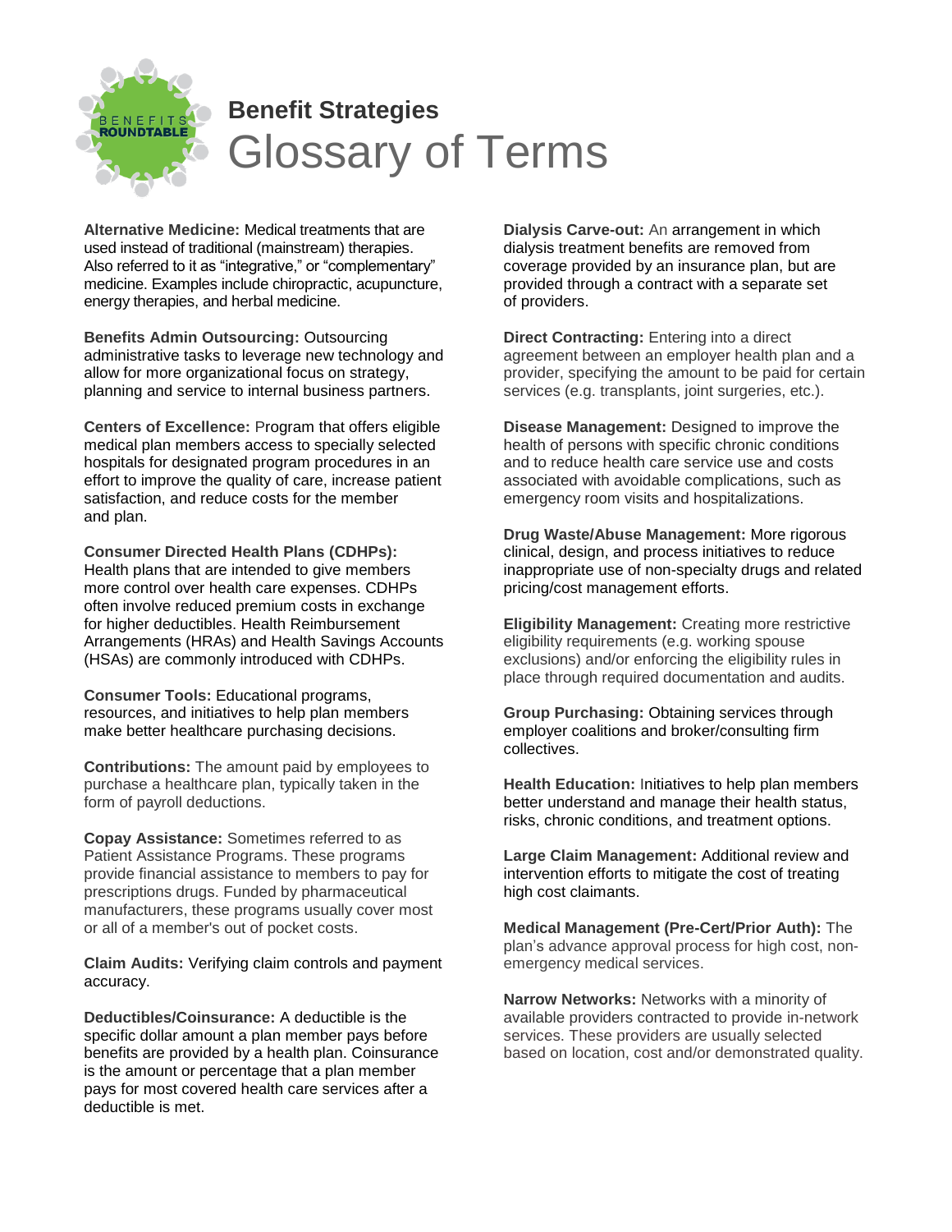# Benefit Strategies
## Glossary of Terms

**Alternative Medicine:** Medical treatments that are used instead of traditional (mainstream) therapies. Also referred to it as "integrative," or "complementary" medicine. Examples include chiropractic, acupuncture, energy therapies, and herbal medicine.

**Benefits Admin Outsourcing:** Outsourcing administrative tasks to leverage new technology and allow for more organizational focus on strategy, planning and service to internal business partners.

**Centers of Excellence:** Program that offers eligible medical plan members access to specially selected hospitals for designated program procedures in an effort to improve the quality of care, increase patient satisfaction, and reduce costs for the member and plan.

**Consumer Directed Health Plans (CDHPs):** Health plans that are intended to give members more control over health care expenses. CDHPs often involve reduced premium costs in exchange for higher deductibles. Health Reimbursement Arrangements (HRAs) and Health Savings Accounts (HSAs) are commonly introduced with CDHPs.

**Consumer Tools:** Educational programs, resources, and initiatives to help plan members make better healthcare purchasing decisions.

**Contributions:** The amount paid by employees to purchase a healthcare plan, typically taken in the form of payroll deductions.

**Copay Assistance:** Sometimes referred to as Patient Assistance Programs. These programs provide financial assistance to members to pay for prescriptions drugs. Funded by pharmaceutical manufacturers, these programs usually cover most or all of a member's out of pocket costs.

**Claim Audits:** Verifying claim controls and payment accuracy.

**Deductibles/Coinsurance:** A deductible is the specific dollar amount a plan member pays before benefits are provided by a health plan. Coinsurance is the amount or percentage that a plan member pays for most covered health care services after a deductible is met.

**Dialysis Carve-out:** An arrangement in which dialysis treatment benefits are removed from coverage provided by an insurance plan, but are provided through a contract with a separate set of providers.

**Direct Contracting:** Entering into a direct agreement between an employer health plan and a provider, specifying the amount to be paid for certain services (e.g. transplants, joint surgeries, etc.).

**Disease Management:** Designed to improve the health of persons with specific chronic conditions and to reduce health care service use and costs associated with avoidable complications, such as emergency room visits and hospitalizations.

**Drug Waste/Abuse Management:** More rigorous clinical, design, and process initiatives to reduce inappropriate use of non-specialty drugs and related pricing/cost management efforts.

**Eligibility Management:** Creating more restrictive eligibility requirements (e.g. working spouse exclusions) and/or enforcing the eligibility rules in place through required documentation and audits.

**Group Purchasing:** Obtaining services through employer coalitions and broker/consulting firm collectives.

**Health Education:** Initiatives to help plan members better understand and manage their health status, risks, chronic conditions, and treatment options.

**Large Claim Management:** Additional review and intervention efforts to mitigate the cost of treating high cost claimants.

**Medical Management (Pre-Cert/Prior Auth):** The plan's advance approval process for high cost, non-emergency medical services.

**Narrow Networks:** Networks with a minority of available providers contracted to provide in-network services. These providers are usually selected based on location, cost and/or demonstrated quality.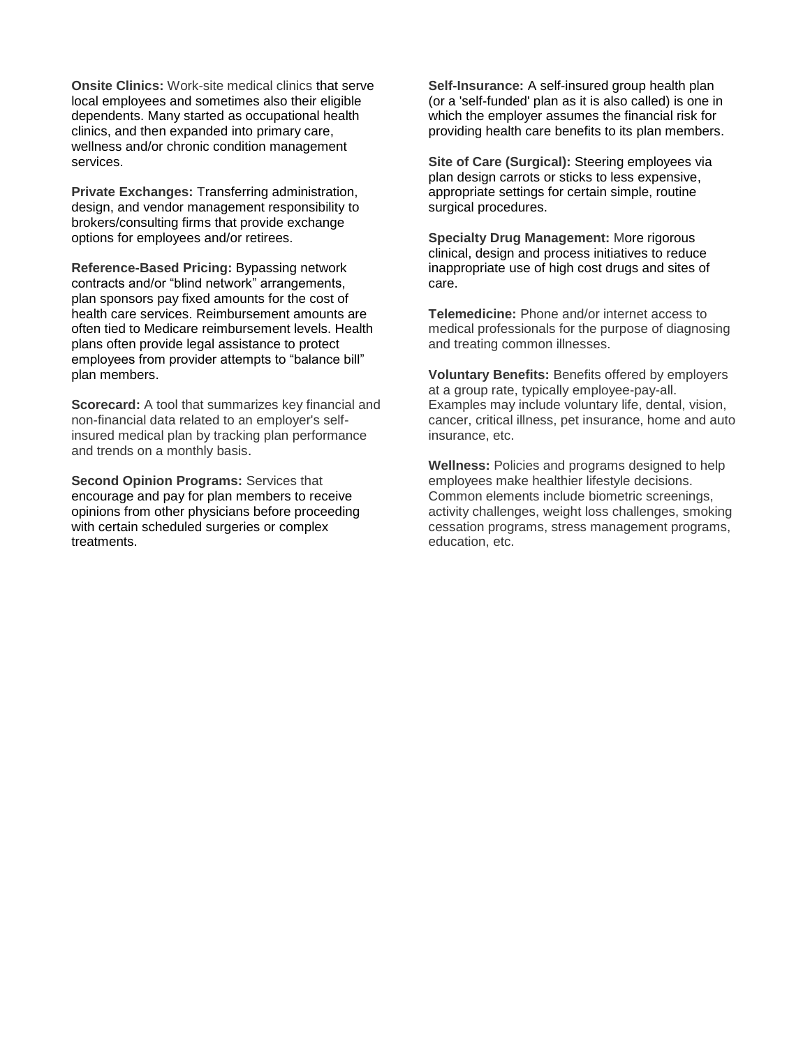**Onsite Clinics:** Work-site medical clinics that serve local employees and sometimes also their eligible dependents. Many started as occupational health clinics, and then expanded into primary care, wellness and/or chronic condition management services.

**Private Exchanges:** Transferring administration, design, and vendor management responsibility to brokers/consulting firms that provide exchange options for employees and/or retirees.

**Reference-Based Pricing:** Bypassing network contracts and/or "blind network" arrangements, plan sponsors pay fixed amounts for the cost of health care services. Reimbursement amounts are often tied to Medicare reimbursement levels. Health plans often provide legal assistance to protect employees from provider attempts to "balance bill" plan members.

**Scorecard:** A tool that summarizes key financial and non-financial data related to an employer's self-insured medical plan by tracking plan performance and trends on a monthly basis.

**Second Opinion Programs:** Services that encourage and pay for plan members to receive opinions from other physicians before proceeding with certain scheduled surgeries or complex treatments.

**Self-Insurance:** A self-insured group health plan (or a 'self-funded' plan as it is also called) is one in which the employer assumes the financial risk for providing health care benefits to its plan members.

**Site of Care (Surgical):** Steering employees via plan design carrots or sticks to less expensive, appropriate settings for certain simple, routine surgical procedures.

**Specialty Drug Management:** More rigorous clinical, design and process initiatives to reduce inappropriate use of high cost drugs and sites of care.

**Telemedicine:** Phone and/or internet access to medical professionals for the purpose of diagnosing and treating common illnesses.

**Voluntary Benefits:** Benefits offered by employers at a group rate, typically employee-pay-all. Examples may include voluntary life, dental, vision, cancer, critical illness, pet insurance, home and auto insurance, etc.

**Wellness:** Policies and programs designed to help employees make healthier lifestyle decisions. Common elements include biometric screenings, activity challenges, weight loss challenges, smoking cessation programs, stress management programs, education, etc.